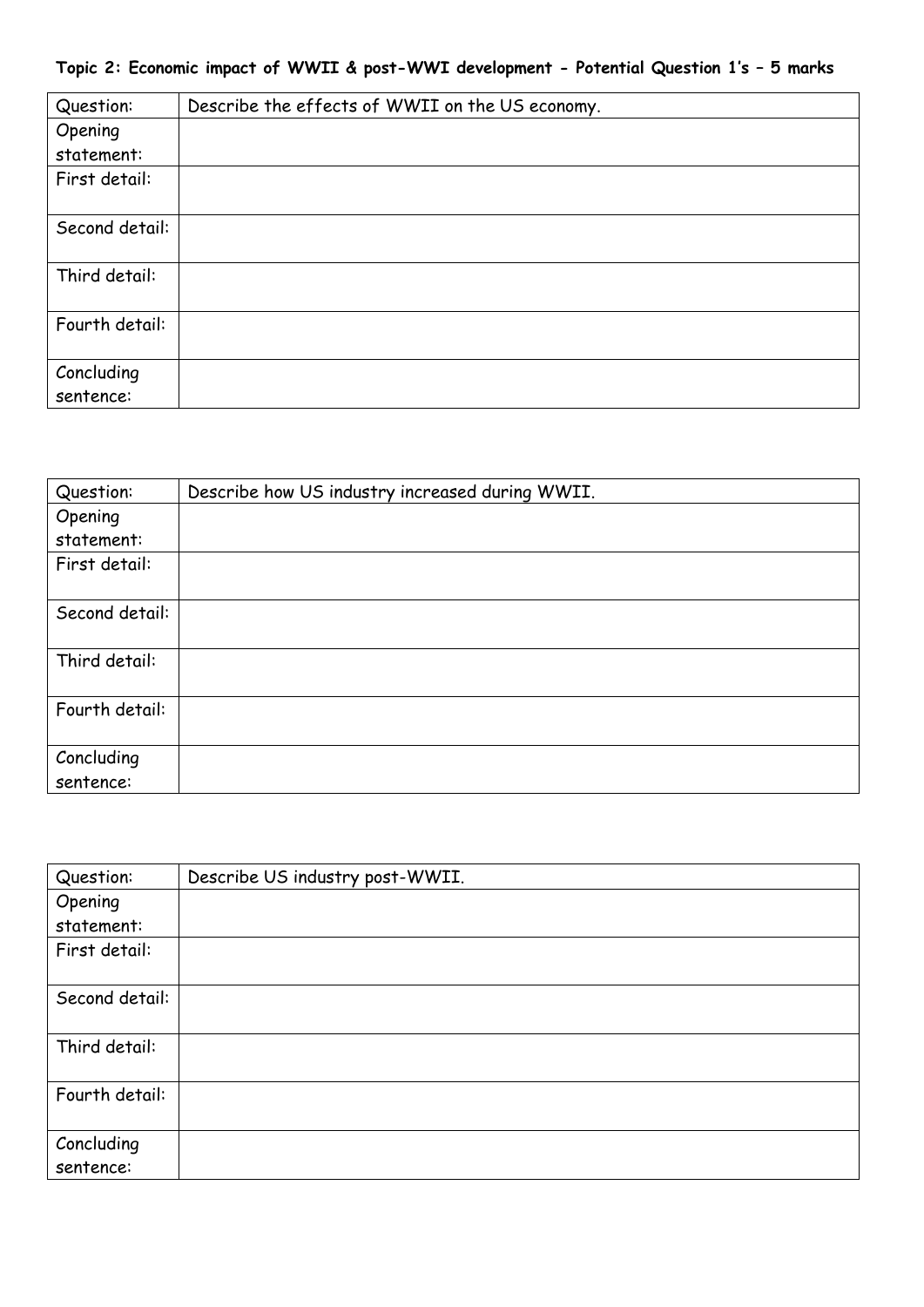**Topic 2: Economic impact of WWII & post-WWI development - Potential Question 1's – 5 marks**

| Question: | Describe the effects of WWII on the US economy. |
|---|---|
| Opening statement: | |
| First detail: | |
| Second detail: | |
| Third detail: | |
| Fourth detail: | |
| Concluding sentence: | |

| Question: | Describe how US industry increased during WWII. |
|---|---|
| Opening statement: | |
| First detail: | |
| Second detail: | |
| Third detail: | |
| Fourth detail: | |
| Concluding sentence: | |

| Question: | Describe US industry post-WWII. |
|---|---|
| Opening statement: | |
| First detail: | |
| Second detail: | |
| Third detail: | |
| Fourth detail: | |
| Concluding sentence: | |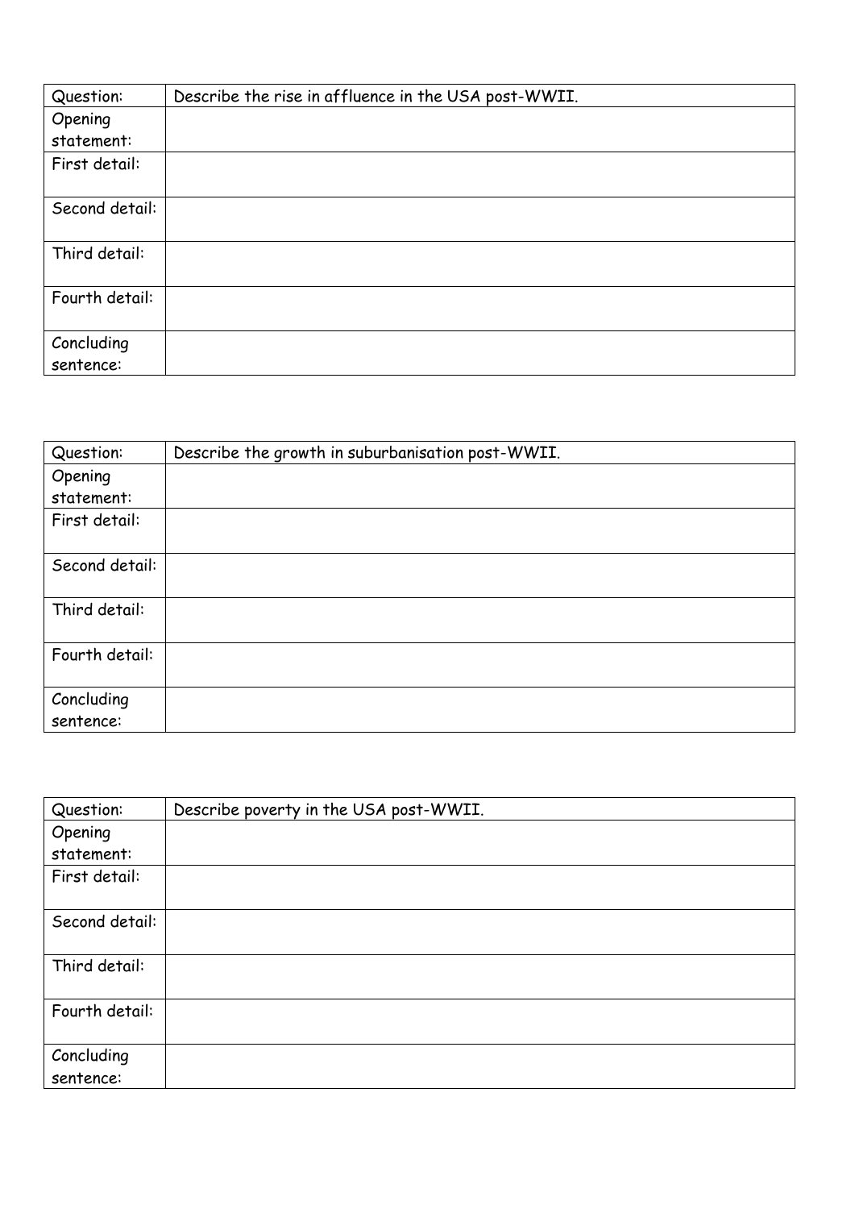| Question: | Describe the rise in affluence in the USA post-WWII. |
| --- | --- |
| Opening statement: | |
| First detail: | |
| Second detail: | |
| Third detail: | |
| Fourth detail: | |
| Concluding sentence: | |

| Question: | Describe the growth in suburbanisation post-WWII. |
| --- | --- |
| Opening statement: | |
| First detail: | |
| Second detail: | |
| Third detail: | |
| Fourth detail: | |
| Concluding sentence: | |

| Question: | Describe poverty in the USA post-WWII. |
| --- | --- |
| Opening statement: | |
| First detail: | |
| Second detail: | |
| Third detail: | |
| Fourth detail: | |
| Concluding sentence: | |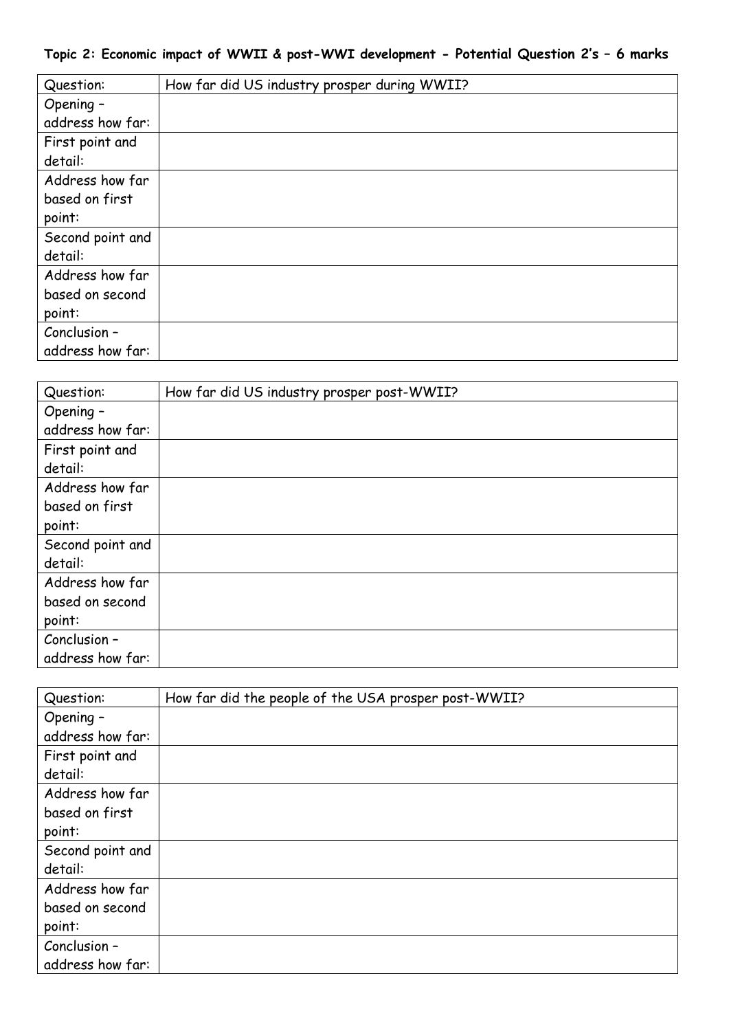**Topic 2: Economic impact of WWII & post-WWI development - Potential Question 2's – 6 marks**

| Question: | How far did US industry prosper during WWII? |
| --- | --- |
| Opening – address how far: | |
| First point and detail: | |
| Address how far based on first point: | |
| Second point and detail: | |
| Address how far based on second point: | |
| Conclusion – address how far: | |

| Question: | How far did US industry prosper post-WWII? |
| --- | --- |
| Opening – address how far: | |
| First point and detail: | |
| Address how far based on first point: | |
| Second point and detail: | |
| Address how far based on second point: | |
| Conclusion – address how far: | |

| Question: | How far did the people of the USA prosper post-WWII? |
| --- | --- |
| Opening – address how far: | |
| First point and detail: | |
| Address how far based on first point: | |
| Second point and detail: | |
| Address how far based on second point: | |
| Conclusion – address how far: | |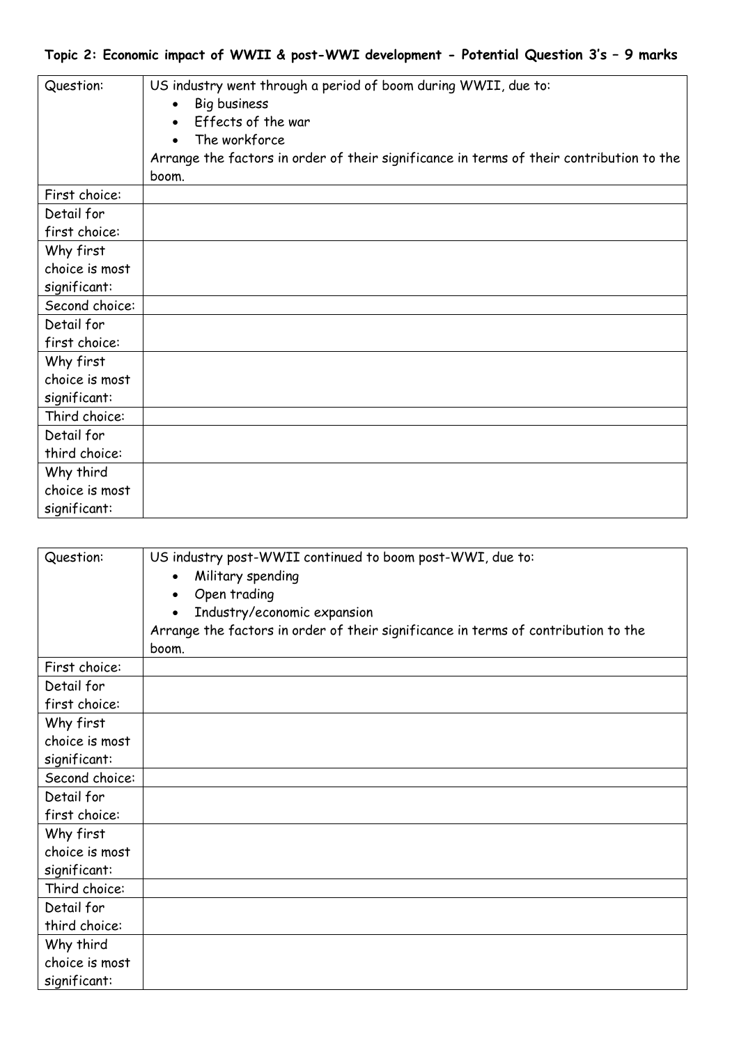**Topic 2: Economic impact of WWII & post-WWI development - Potential Question 3's – 9 marks**

| Question: | US industry went through a period of boom during WWII, due to:<br>• Big business<br>• Effects of the war<br>• The workforce<br>Arrange the factors in order of their significance in terms of their contribution to the boom. |
| --- | --- |
| First choice: | |
| Detail for first choice: | |
| Why first choice is most significant: | |
| Second choice: | |
| Detail for first choice: | |
| Why first choice is most significant: | |
| Third choice: | |
| Detail for third choice: | |
| Why third choice is most significant: | |

| Question: | US industry post-WWII continued to boom post-WWI, due to:<br>• Military spending<br>• Open trading<br>• Industry/economic expansion<br>Arrange the factors in order of their significance in terms of contribution to the boom. |
| --- | --- |
| First choice: | |
| Detail for first choice: | |
| Why first choice is most significant: | |
| Second choice: | |
| Detail for first choice: | |
| Why first choice is most significant: | |
| Third choice: | |
| Detail for third choice: | |
| Why third choice is most significant: | |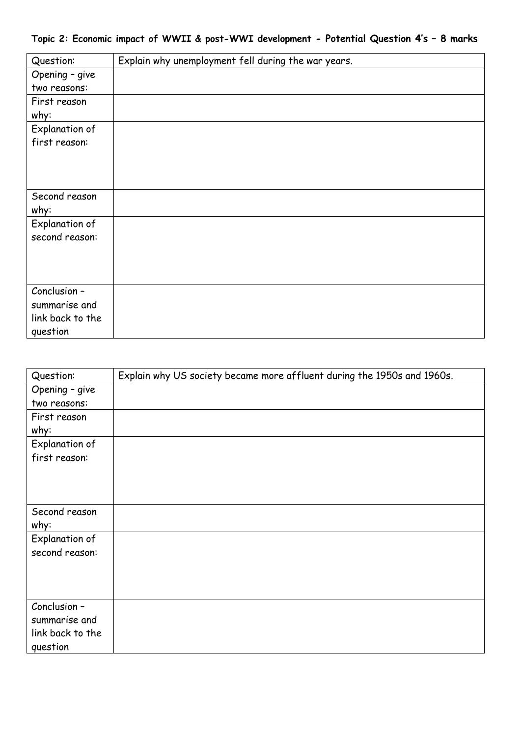**Topic 2: Economic impact of WWII & post-WWI development - Potential Question 4's – 8 marks**

| Question: | Explain why unemployment fell during the war years. |
|---|---|
| Opening – give two reasons: | |
| First reason why: | |
| Explanation of first reason: | |
| Second reason why: | |
| Explanation of second reason: | |
| Conclusion – summarise and link back to the question | |

| Question: | Explain why US society became more affluent during the 1950s and 1960s. |
|---|---|
| Opening – give two reasons: | |
| First reason why: | |
| Explanation of first reason: | |
| Second reason why: | |
| Explanation of second reason: | |
| Conclusion – summarise and link back to the question | |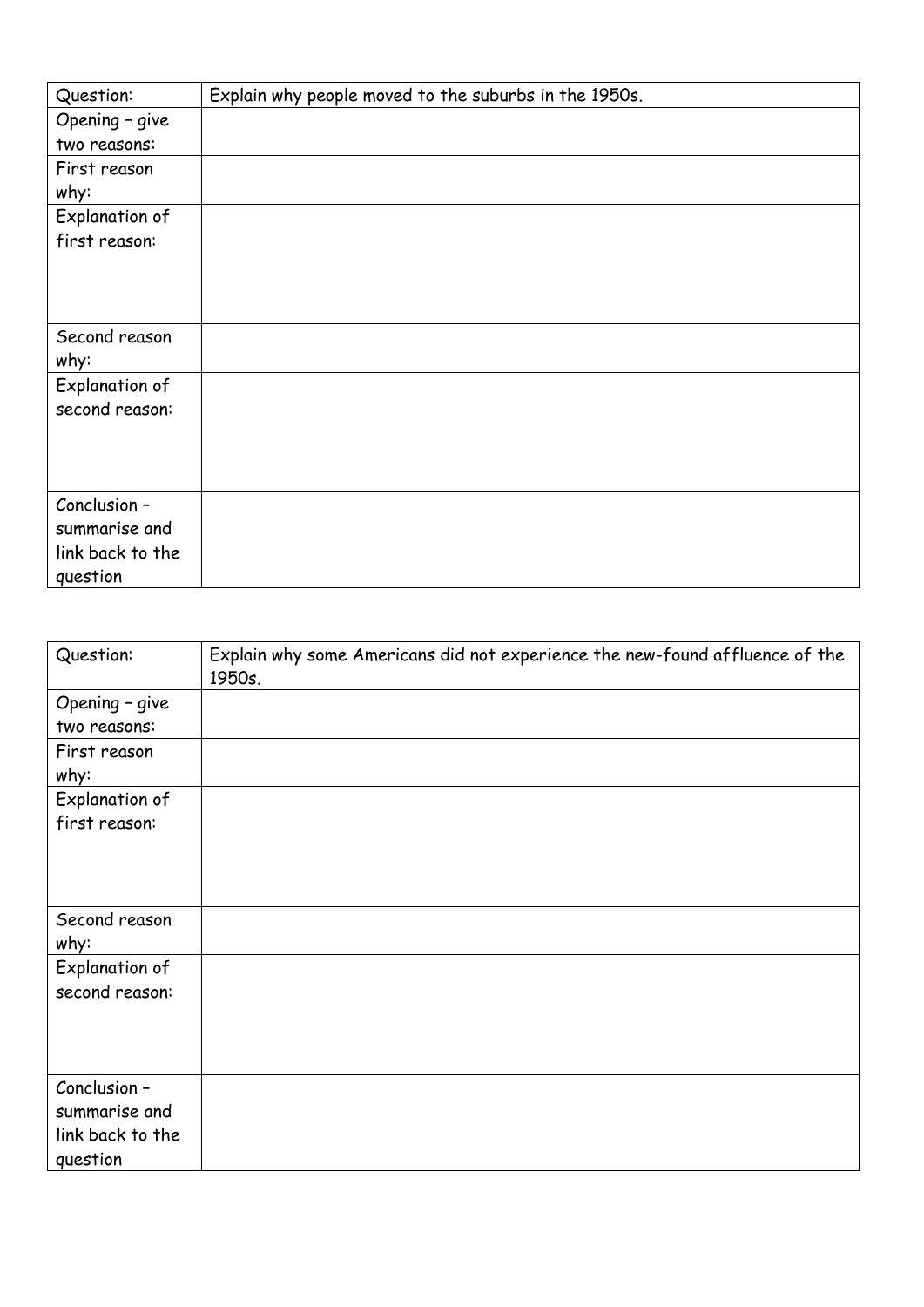| Question: | Explain why people moved to the suburbs in the 1950s. |
| --- | --- |
| Opening – give two reasons: | |
| First reason why: | |
| Explanation of first reason: | |
| Second reason why: | |
| Explanation of second reason: | |
| Conclusion – summarise and link back to the question | |

| Question: | Explain why some Americans did not experience the new-found affluence of the 1950s. |
| --- | --- |
| Opening – give two reasons: | |
| First reason why: | |
| Explanation of first reason: | |
| Second reason why: | |
| Explanation of second reason: | |
| Conclusion – summarise and link back to the question | |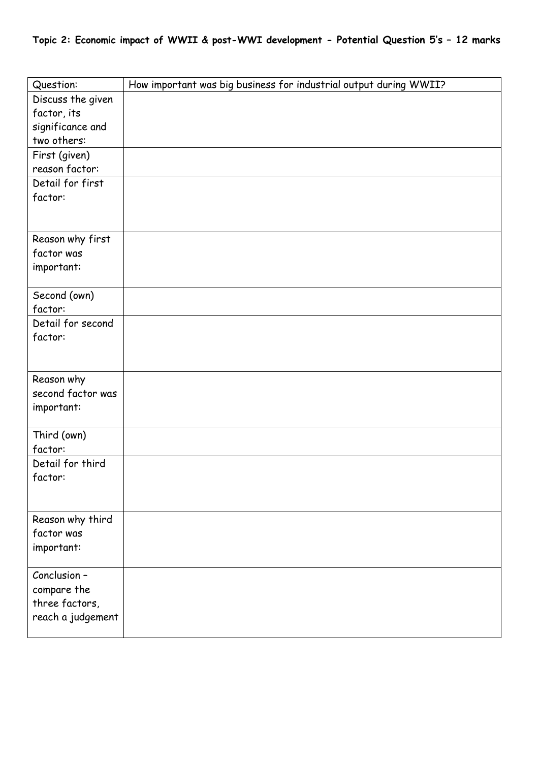**Topic 2: Economic impact of WWII & post-WWI development - Potential Question 5's – 12 marks**

| Question: | How important was big business for industrial output during WWII? |
|---|---|
| Discuss the given factor, its significance and two others: | |
| First (given) reason factor: | |
| Detail for first factor: | |
| Reason why first factor was important: | |
| Second (own) factor: | |
| Detail for second factor: | |
| Reason why second factor was important: | |
| Third (own) factor: | |
| Detail for third factor: | |
| Reason why third factor was important: | |
| Conclusion – compare the three factors, reach a judgement | |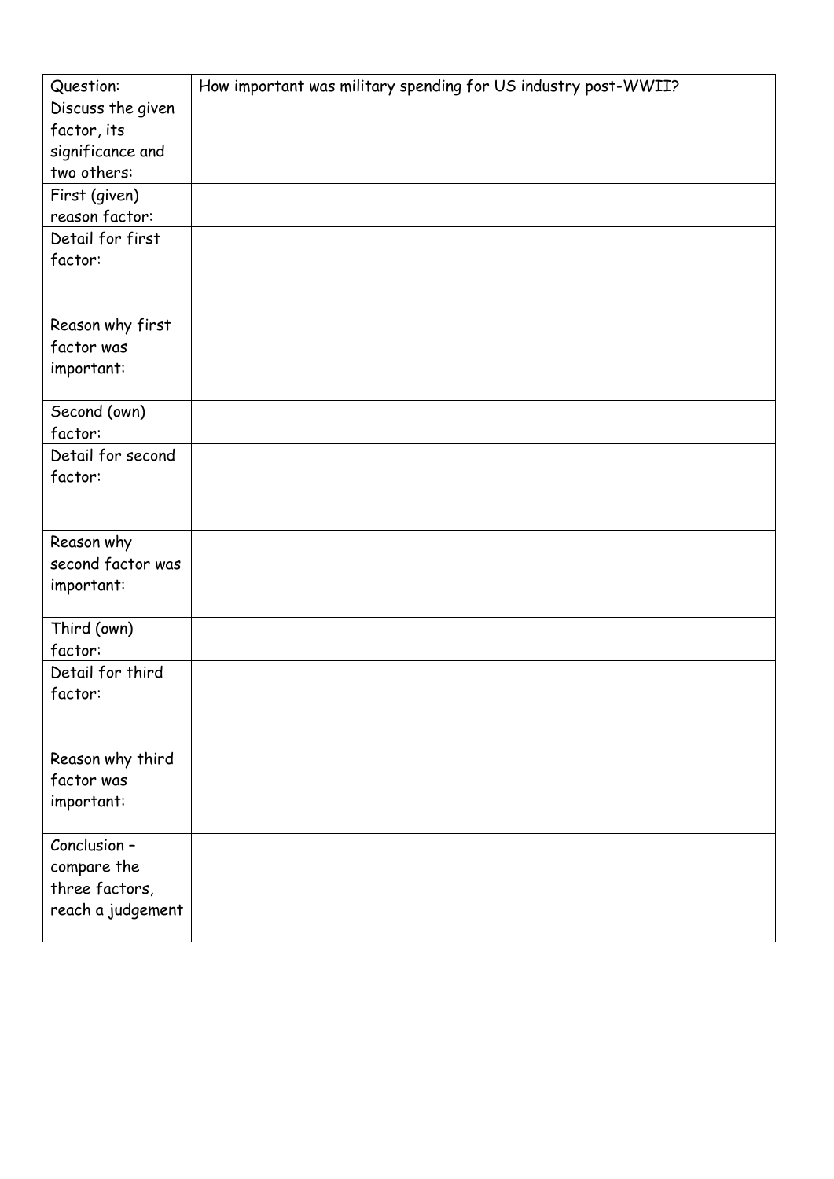| | |
|---|---|
| Question: | How important was military spending for US industry post-WWII? |
| Discuss the given factor, its significance and two others: | |
| First (given) reason factor: | |
| Detail for first factor: | |
| Reason why first factor was important: | |
| Second (own) factor: | |
| Detail for second factor: | |
| Reason why second factor was important: | |
| Third (own) factor: | |
| Detail for third factor: | |
| Reason why third factor was important: | |
| Conclusion – compare the three factors, reach a judgement | |